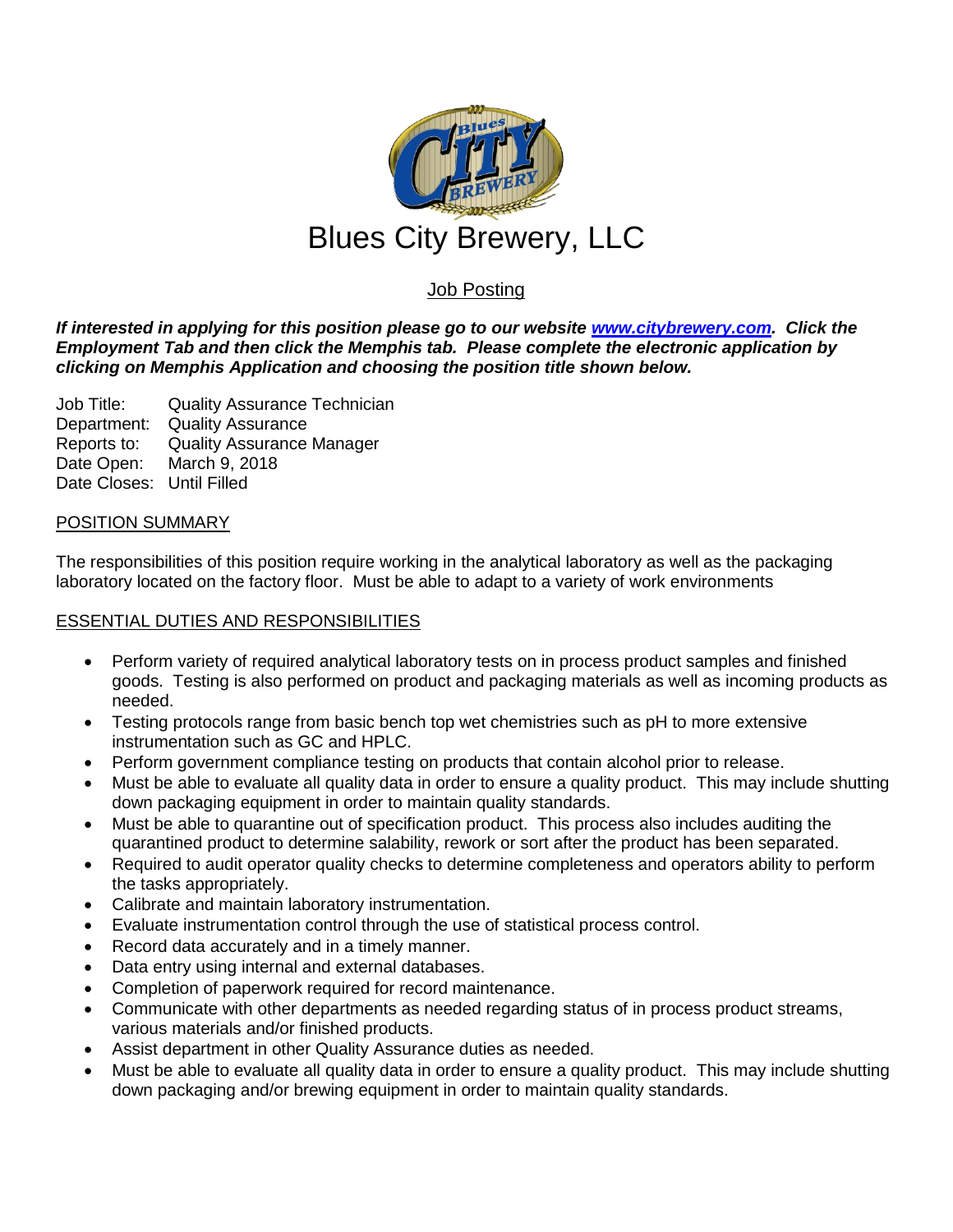# Blues City Brewery, LLC

## Job Posting

***If interested in applying for this position please go to our website [www.citybrewery.com](http://www.citybrewery.com). Click the Employment Tab and then click the Memphis tab. Please complete the electronic application by clicking on Memphis Application and choosing the position title shown below.***

Job Title: Quality Assurance Technician
Department: Quality Assurance
Reports to: Quality Assurance Manager
Date Open: March 9, 2018
Date Closes: Until Filled

### POSITION SUMMARY

The responsibilities of this position require working in the analytical laboratory as well as the packaging laboratory located on the factory floor. Must be able to adapt to a variety of work environments

### ESSENTIAL DUTIES AND RESPONSIBILITIES

- Perform variety of required analytical laboratory tests on in process product samples and finished goods. Testing is also performed on product and packaging materials as well as incoming products as needed.
- Testing protocols range from basic bench top wet chemistries such as pH to more extensive instrumentation such as GC and HPLC.
- Perform government compliance testing on products that contain alcohol prior to release.
- Must be able to evaluate all quality data in order to ensure a quality product. This may include shutting down packaging equipment in order to maintain quality standards.
- Must be able to quarantine out of specification product. This process also includes auditing the quarantined product to determine salability, rework or sort after the product has been separated.
- Required to audit operator quality checks to determine completeness and operators ability to perform the tasks appropriately.
- Calibrate and maintain laboratory instrumentation.
- Evaluate instrumentation control through the use of statistical process control.
- Record data accurately and in a timely manner.
- Data entry using internal and external databases.
- Completion of paperwork required for record maintenance.
- Communicate with other departments as needed regarding status of in process product streams, various materials and/or finished products.
- Assist department in other Quality Assurance duties as needed.
- Must be able to evaluate all quality data in order to ensure a quality product. This may include shutting down packaging and/or brewing equipment in order to maintain quality standards.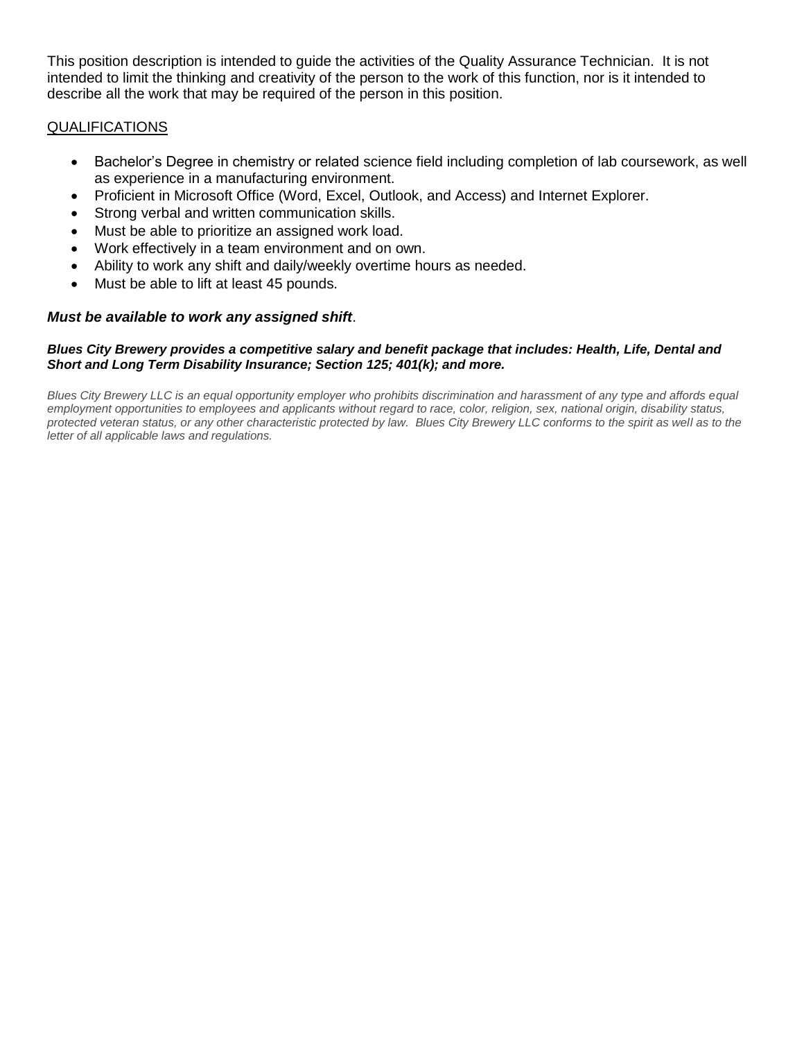This position description is intended to guide the activities of the Quality Assurance Technician. It is not intended to limit the thinking and creativity of the person to the work of this function, nor is it intended to describe all the work that may be required of the person in this position.

## QUALIFICATIONS

- Bachelor's Degree in chemistry or related science field including completion of lab coursework, as well as experience in a manufacturing environment.
- Proficient in Microsoft Office (Word, Excel, Outlook, and Access) and Internet Explorer.
- Strong verbal and written communication skills.
- Must be able to prioritize an assigned work load.
- Work effectively in a team environment and on own.
- Ability to work any shift and daily/weekly overtime hours as needed.
- Must be able to lift at least 45 pounds.

***Must be available to work any assigned shift***.

***Blues City Brewery provides a competitive salary and benefit package that includes: Health, Life, Dental and Short and Long Term Disability Insurance; Section 125; 401(k); and more.***

*Blues City Brewery LLC is an equal opportunity employer who prohibits discrimination and harassment of any type and affords equal employment opportunities to employees and applicants without regard to race, color, religion, sex, national origin, disability status, protected veteran status, or any other characteristic protected by law. Blues City Brewery LLC conforms to the spirit as well as to the letter of all applicable laws and regulations.*